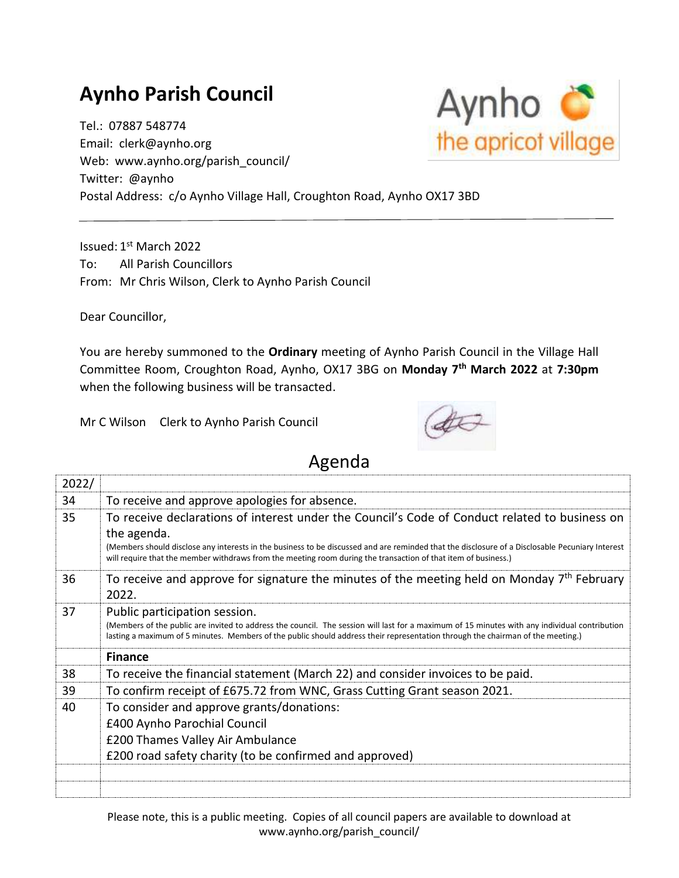# Aynho Parish Council

Tel.: 07887 548774
Email: clerk@aynho.org
Web: www.aynho.org/parish_council/
Twitter: @aynho
Postal Address: c/o Aynho Village Hall, Croughton Road, Aynho OX17 3BD

---

Issued: 1st March 2022
To: All Parish Councillors
From: Mr Chris Wilson, Clerk to Aynho Parish Council

Dear Councillor,

You are hereby summoned to the **Ordinary** meeting of Aynho Parish Council in the Village Hall Committee Room, Croughton Road, Aynho, OX17 3BG on **Monday 7th March 2022** at **7:30pm** when the following business will be transacted.

Mr C Wilson Clerk to Aynho Parish Council

## Agenda

| 2022/ | |
|---|---|
| 34 | To receive and approve apologies for absence. |
| 35 | To receive declarations of interest under the Council's Code of Conduct related to business on the agenda. (Members should disclose any interests in the business to be discussed and are reminded that the disclosure of a Disclosable Pecuniary Interest will require that the member withdraws from the meeting room during the transaction of that item of business.) |
| 36 | To receive and approve for signature the minutes of the meeting held on Monday 7th February 2022. |
| 37 | Public participation session. (Members of the public are invited to address the council. The session will last for a maximum of 15 minutes with any individual contribution lasting a maximum of 5 minutes. Members of the public should address their representation through the chairman of the meeting.) |
| | **Finance** |
| 38 | To receive the financial statement (March 22) and consider invoices to be paid. |
| 39 | To confirm receipt of £675.72 from WNC, Grass Cutting Grant season 2021. |
| 40 | To consider and approve grants/donations:<br>£400 Aynho Parochial Council<br>£200 Thames Valley Air Ambulance<br>£200 road safety charity (to be confirmed and approved) |
| | |
| | |

Please note, this is a public meeting. Copies of all council papers are available to download at www.aynho.org/parish_council/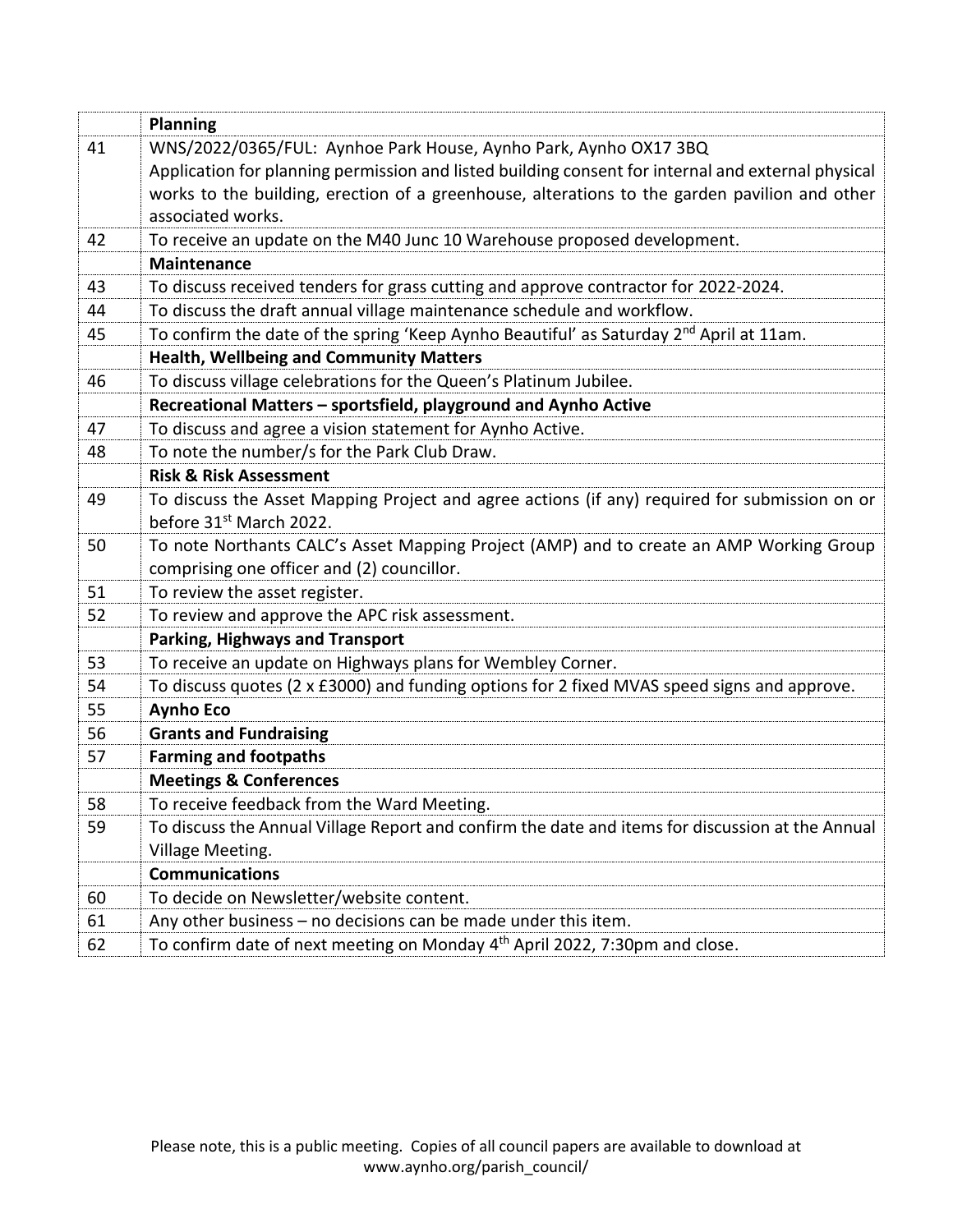| | |
|---|---|
| | **Planning** |
| 41 | WNS/2022/0365/FUL: Aynhoe Park House, Aynho Park, Aynho OX17 3BQ<br>Application for planning permission and listed building consent for internal and external physical works to the building, erection of a greenhouse, alterations to the garden pavilion and other associated works. |
| 42 | To receive an update on the M40 Junc 10 Warehouse proposed development. |
| | **Maintenance** |
| 43 | To discuss received tenders for grass cutting and approve contractor for 2022-2024. |
| 44 | To discuss the draft annual village maintenance schedule and workflow. |
| 45 | To confirm the date of the spring 'Keep Aynho Beautiful' as Saturday 2nd April at 11am. |
| | **Health, Wellbeing and Community Matters** |
| 46 | To discuss village celebrations for the Queen's Platinum Jubilee. |
| | **Recreational Matters – sportsfield, playground and Aynho Active** |
| 47 | To discuss and agree a vision statement for Aynho Active. |
| 48 | To note the number/s for the Park Club Draw. |
| | **Risk & Risk Assessment** |
| 49 | To discuss the Asset Mapping Project and agree actions (if any) required for submission on or before 31st March 2022. |
| 50 | To note Northants CALC's Asset Mapping Project (AMP) and to create an AMP Working Group comprising one officer and (2) councillor. |
| 51 | To review the asset register. |
| 52 | To review and approve the APC risk assessment. |
| | **Parking, Highways and Transport** |
| 53 | To receive an update on Highways plans for Wembley Corner. |
| 54 | To discuss quotes (2 x £3000) and funding options for 2 fixed MVAS speed signs and approve. |
| 55 | **Aynho Eco** |
| 56 | **Grants and Fundraising** |
| 57 | **Farming and footpaths** |
| | **Meetings & Conferences** |
| 58 | To receive feedback from the Ward Meeting. |
| 59 | To discuss the Annual Village Report and confirm the date and items for discussion at the Annual Village Meeting. |
| | **Communications** |
| 60 | To decide on Newsletter/website content. |
| 61 | Any other business – no decisions can be made under this item. |
| 62 | To confirm date of next meeting on Monday 4th April 2022, 7:30pm and close. |

Please note, this is a public meeting. Copies of all council papers are available to download at www.aynho.org/parish_council/